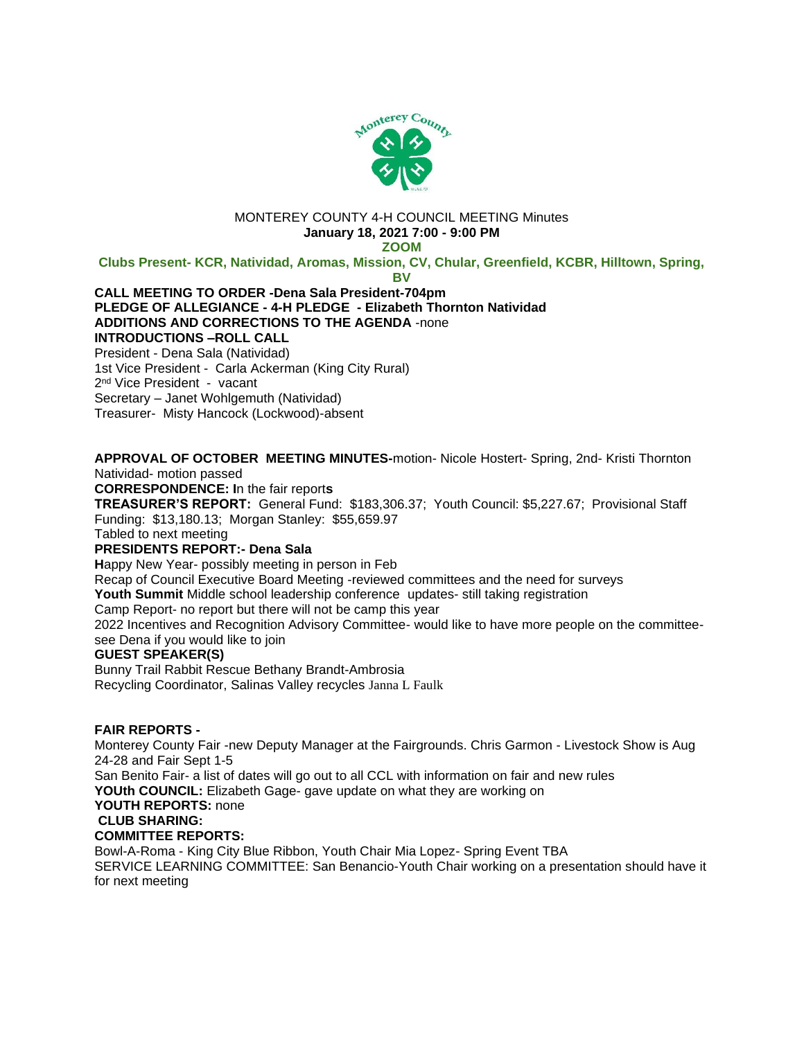MONTEREY COUNTY 4-H COUNCIL MEETING Minutes

**January 18, 2021 7:00 - 9:00 PM**

**ZOOM**

**Clubs Present- KCR, Natividad, Aromas, Mission, CV, Chular, Greenfield, KCBR, Hilltown, Spring, BV**

**CALL MEETING TO ORDER -Dena Sala President-704pm**

**PLEDGE OF ALLEGIANCE - 4-H PLEDGE - Elizabeth Thornton Natividad**

**ADDITIONS AND CORRECTIONS TO THE AGENDA** -none

**INTRODUCTIONS –ROLL CALL**

President - Dena Sala (Natividad)

1st Vice President - Carla Ackerman (King City Rural)

2nd Vice President - vacant

Secretary – Janet Wohlgemuth (Natividad)

Treasurer- Misty Hancock (Lockwood)-absent

**APPROVAL OF OCTOBER MEETING MINUTES-**motion- Nicole Hostert- Spring, 2nd- Kristi Thornton Natividad- motion passed

**CORRESPONDENCE: I**n the fair report**s**

**TREASURER'S REPORT:** General Fund: $183,306.37; Youth Council: $5,227.67; Provisional Staff Funding: $13,180.13; Morgan Stanley: $55,659.97

Tabled to next meeting

**PRESIDENTS REPORT:- Dena Sala**

**H**appy New Year- possibly meeting in person in Feb

Recap of Council Executive Board Meeting -reviewed committees and the need for surveys

**Youth Summit** Middle school leadership conference updates- still taking registration

Camp Report- no report but there will not be camp this year

2022 Incentives and Recognition Advisory Committee- would like to have more people on the committee- see Dena if you would like to join

**GUEST SPEAKER(S)**

Bunny Trail Rabbit Rescue Bethany Brandt-Ambrosia

Recycling Coordinator, Salinas Valley recycles Janna L Faulk

**FAIR REPORTS -**

Monterey County Fair -new Deputy Manager at the Fairgrounds. Chris Garmon - Livestock Show is Aug 24-28 and Fair Sept 1-5

San Benito Fair- a list of dates will go out to all CCL with information on fair and new rules

**YOUth COUNCIL:** Elizabeth Gage- gave update on what they are working on

**YOUTH REPORTS:** none

**CLUB SHARING:**

**COMMITTEE REPORTS:**

Bowl-A-Roma - King City Blue Ribbon, Youth Chair Mia Lopez- Spring Event TBA

SERVICE LEARNING COMMITTEE: San Benancio-Youth Chair working on a presentation should have it for next meeting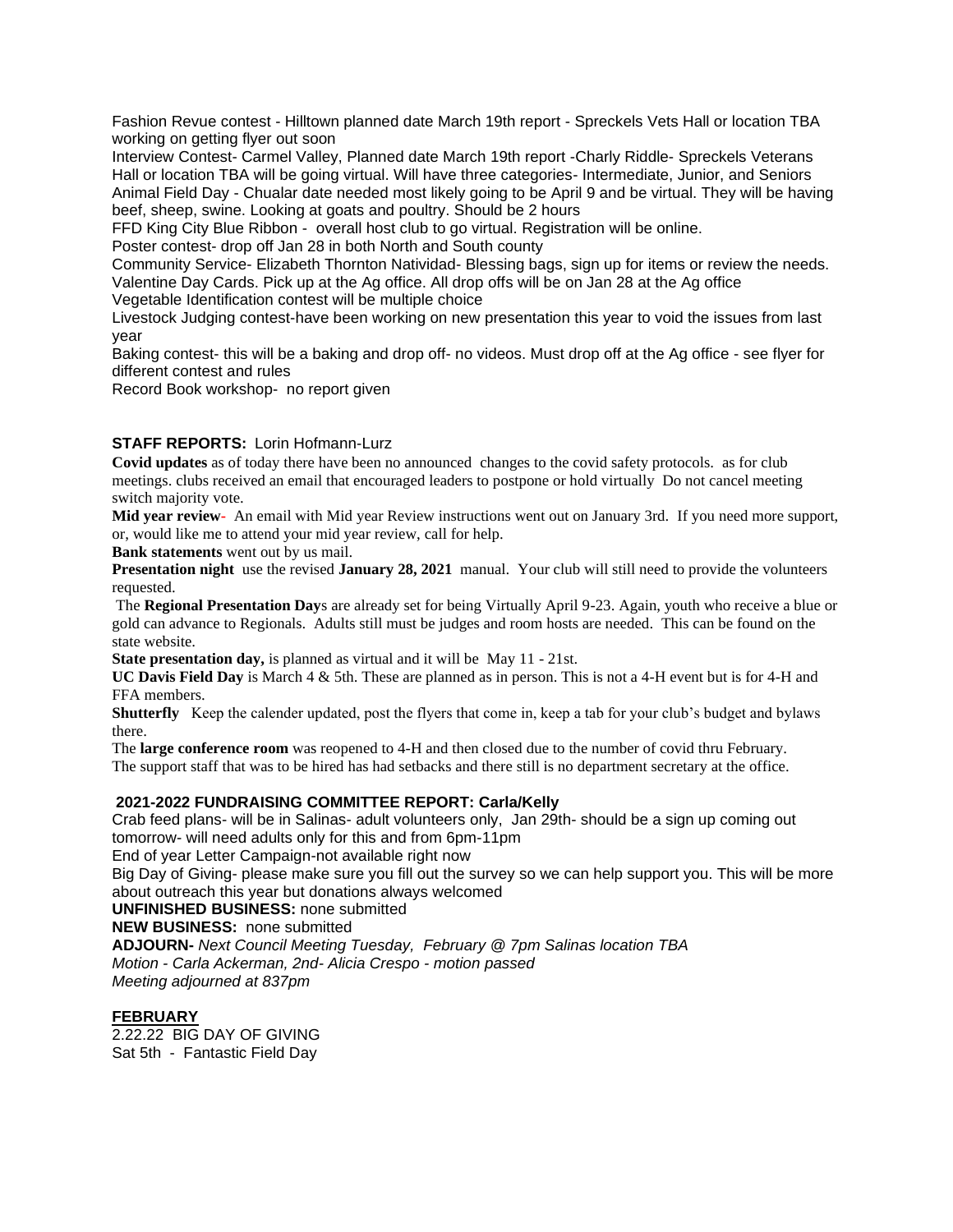Fashion Revue contest - Hilltown planned date March 19th report - Spreckels Vets Hall or location TBA working on getting flyer out soon

Interview Contest- Carmel Valley, Planned date March 19th report -Charly Riddle- Spreckels Veterans Hall or location TBA will be going virtual. Will have three categories- Intermediate, Junior, and Seniors

Animal Field Day - Chualar date needed most likely going to be April 9 and be virtual. They will be having beef, sheep, swine. Looking at goats and poultry. Should be 2 hours

FFD King City Blue Ribbon - overall host club to go virtual. Registration will be online.

Poster contest- drop off Jan 28 in both North and South county

Community Service- Elizabeth Thornton Natividad- Blessing bags, sign up for items or review the needs. Valentine Day Cards. Pick up at the Ag office. All drop offs will be on Jan 28 at the Ag office

Vegetable Identification contest will be multiple choice

Livestock Judging contest-have been working on new presentation this year to void the issues from last year

Baking contest- this will be a baking and drop off- no videos. Must drop off at the Ag office - see flyer for different contest and rules

Record Book workshop- no report given

**STAFF REPORTS:** Lorin Hofmann-Lurz

**Covid updates** as of today there have been no announced changes to the covid safety protocols. as for club meetings. clubs received an email that encouraged leaders to postpone or hold virtually Do not cancel meeting switch majority vote.

**Mid year review**- An email with Mid year Review instructions went out on January 3rd. If you need more support, or, would like me to attend your mid year review, call for help.

**Bank statements** went out by us mail.

**Presentation night** use the revised **January 28, 2021** manual. Your club will still need to provide the volunteers requested.

The **Regional Presentation Day**s are already set for being Virtually April 9-23. Again, youth who receive a blue or gold can advance to Regionals. Adults still must be judges and room hosts are needed. This can be found on the state website.

**State presentation day,** is planned as virtual and it will be May 11 - 21st.

**UC Davis Field Day** is March 4 & 5th. These are planned as in person. This is not a 4-H event but is for 4-H and FFA members.

**Shutterfly** Keep the calender updated, post the flyers that come in, keep a tab for your club's budget and bylaws there.

The **large conference room** was reopened to 4-H and then closed due to the number of covid thru February. The support staff that was to be hired has had setbacks and there still is no department secretary at the office.

**2021-2022 FUNDRAISING COMMITTEE REPORT: Carla/Kelly**

Crab feed plans- will be in Salinas- adult volunteers only, Jan 29th- should be a sign up coming out tomorrow- will need adults only for this and from 6pm-11pm

End of year Letter Campaign-not available right now

Big Day of Giving- please make sure you fill out the survey so we can help support you. This will be more about outreach this year but donations always welcomed

**UNFINISHED BUSINESS:** none submitted

**NEW BUSINESS:** none submitted

**ADJOURN-** *Next Council Meeting Tuesday, February @ 7pm Salinas location TBA*

*Motion - Carla Ackerman, 2nd- Alicia Crespo - motion passed*

*Meeting adjourned at 837pm*

**FEBRUARY**

2.22.22 BIG DAY OF GIVING

Sat 5th - Fantastic Field Day